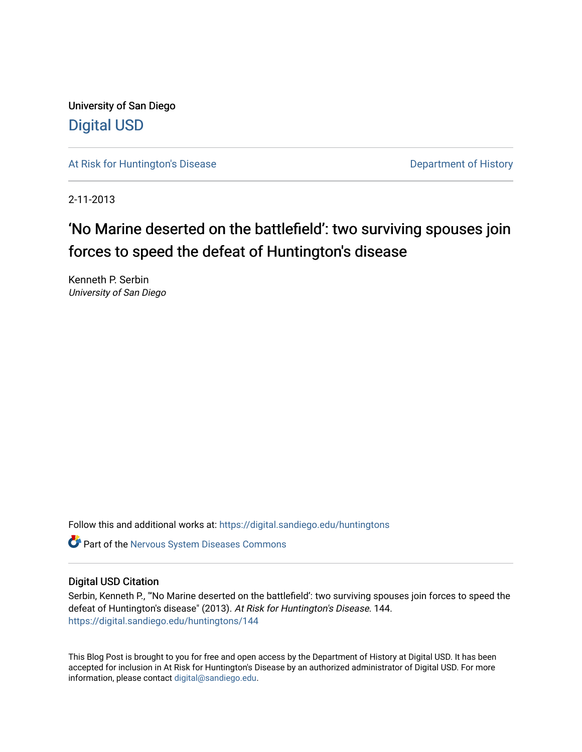University of San Diego

Digital USD

At Risk for Huntington's Disease

Department of History

2-11-2013

# 'No Marine deserted on the battlefield': two surviving spouses join forces to speed the defeat of Huntington's disease

Kenneth P. Serbin
*University of San Diego*

Follow this and additional works at: https://digital.sandiego.edu/huntingtons

Part of the Nervous System Diseases Commons

## Digital USD Citation

Serbin, Kenneth P., "'No Marine deserted on the battlefield': two surviving spouses join forces to speed the defeat of Huntington's disease" (2013). *At Risk for Huntington's Disease*. 144.
https://digital.sandiego.edu/huntingtons/144

This Blog Post is brought to you for free and open access by the Department of History at Digital USD. It has been accepted for inclusion in At Risk for Huntington's Disease by an authorized administrator of Digital USD. For more information, please contact digital@sandiego.edu.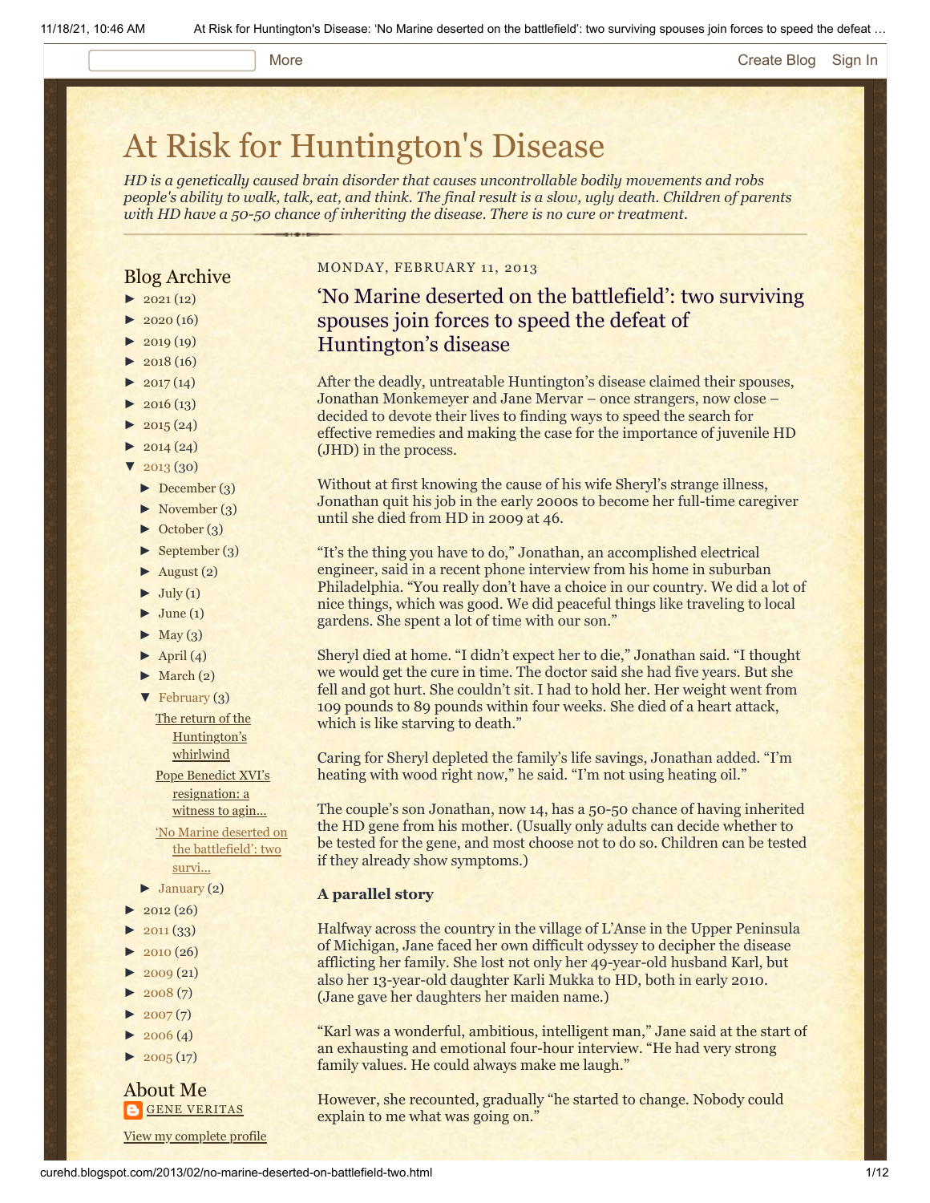# At Risk for Huntington's Disease

*HD is a genetically caused brain disorder that causes uncontrollable bodily movements and robs people's ability to walk, talk, eat, and think. The final result is a slow, ugly death. Children of parents with HD have a 50-50 chance of inheriting the disease. There is no cure or treatment.*

## Blog Archive

- ► 2021 (12)
- ► 2020 (16)
- ► 2019 (19)
- ► 2018 (16)
- ► 2017 (14)
- ► 2016 (13)
- ► 2015 (24)
- ► 2014 (24)
- ▼ 2013 (30)
  - ► December (3)
  - ► November (3)
  - ► October (3)
  - ► September (3)
  - ► August (2)
  - ► July (1)
  - ► June (1)
  - ► May (3)
  - ► April (4)
  - ► March (2)
  - ▼ February (3)
    - The return of the Huntington's whirlwind
    - Pope Benedict XVI's resignation: a witness to agin...
    - 'No Marine deserted on the battlefield': two survi...
  - ► January (2)
- ► 2012 (26)
- ► 2011 (33)
- ► 2010 (26)
- ► 2009 (21)
- ► 2008 (7)
- ► 2007 (7)
- ► 2006 (4)
- ► 2005 (17)

## About Me

GENE VERITAS

View my complete profile

MONDAY, FEBRUARY 11, 2013

## 'No Marine deserted on the battlefield': two surviving spouses join forces to speed the defeat of Huntington's disease

After the deadly, untreatable Huntington's disease claimed their spouses, Jonathan Monkemeyer and Jane Mervar – once strangers, now close – decided to devote their lives to finding ways to speed the search for effective remedies and making the case for the importance of juvenile HD (JHD) in the process.

Without at first knowing the cause of his wife Sheryl's strange illness, Jonathan quit his job in the early 2000s to become her full-time caregiver until she died from HD in 2009 at 46.

"It's the thing you have to do," Jonathan, an accomplished electrical engineer, said in a recent phone interview from his home in suburban Philadelphia. "You really don't have a choice in our country. We did a lot of nice things, which was good. We did peaceful things like traveling to local gardens. She spent a lot of time with our son."

Sheryl died at home. "I didn't expect her to die," Jonathan said. "I thought we would get the cure in time. The doctor said she had five years. But she fell and got hurt. She couldn't sit. I had to hold her. Her weight went from 109 pounds to 89 pounds within four weeks. She died of a heart attack, which is like starving to death."

Caring for Sheryl depleted the family's life savings, Jonathan added. "I'm heating with wood right now," he said. "I'm not using heating oil."

The couple's son Jonathan, now 14, has a 50-50 chance of having inherited the HD gene from his mother. (Usually only adults can decide whether to be tested for the gene, and most choose not to do so. Children can be tested if they already show symptoms.)

**A parallel story**

Halfway across the country in the village of L'Anse in the Upper Peninsula of Michigan, Jane faced her own difficult odyssey to decipher the disease afflicting her family. She lost not only her 49-year-old husband Karl, but also her 13-year-old daughter Karli Mukka to HD, both in early 2010. (Jane gave her daughters her maiden name.)

"Karl was a wonderful, ambitious, intelligent man," Jane said at the start of an exhausting and emotional four-hour interview. "He had very strong family values. He could always make me laugh."

However, she recounted, gradually "he started to change. Nobody could explain to me what was going on."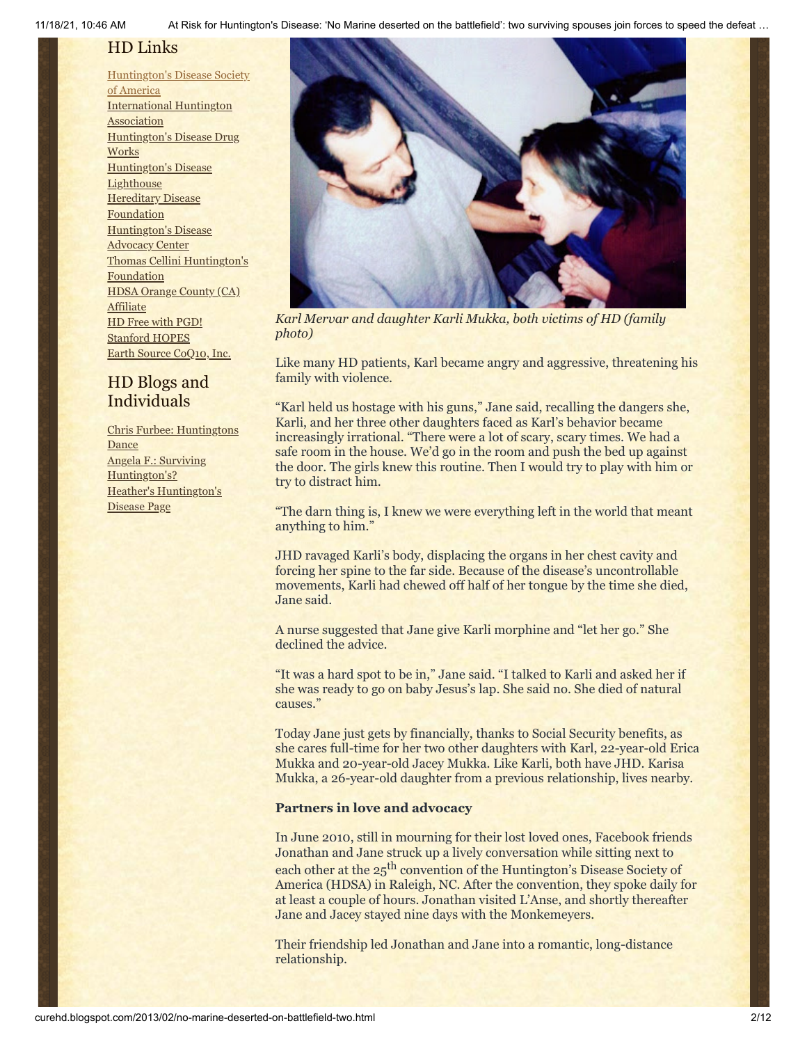## HD Links

Huntington's Disease Society of America
International Huntington Association
Huntington's Disease Drug Works
Huntington's Disease Lighthouse
Hereditary Disease Foundation
Huntington's Disease Advocacy Center
Thomas Cellini Huntington's Foundation
HDSA Orange County (CA) Affiliate
HD Free with PGD!
Stanford HOPES
Earth Source CoQ10, Inc.

## HD Blogs and Individuals

Chris Furbee: Huntingtons Dance
Angela F.: Surviving Huntington's?
Heather's Huntington's Disease Page

*Karl Mervar and daughter Karli Mukka, both victims of HD (family photo)*

Like many HD patients, Karl became angry and aggressive, threatening his family with violence.

"Karl held us hostage with his guns," Jane said, recalling the dangers she, Karli, and her three other daughters faced as Karl's behavior became increasingly irrational. "There were a lot of scary, scary times. We had a safe room in the house. We'd go in the room and push the bed up against the door. The girls knew this routine. Then I would try to play with him or try to distract him.

"The darn thing is, I knew we were everything left in the world that meant anything to him."

JHD ravaged Karli's body, displacing the organs in her chest cavity and forcing her spine to the far side. Because of the disease's uncontrollable movements, Karli had chewed off half of her tongue by the time she died, Jane said.

A nurse suggested that Jane give Karli morphine and "let her go." She declined the advice.

"It was a hard spot to be in," Jane said. "I talked to Karli and asked her if she was ready to go on baby Jesus's lap. She said no. She died of natural causes."

Today Jane just gets by financially, thanks to Social Security benefits, as she cares full-time for her two other daughters with Karl, 22-year-old Erica Mukka and 20-year-old Jacey Mukka. Like Karli, both have JHD. Karisa Mukka, a 26-year-old daughter from a previous relationship, lives nearby.

**Partners in love and advocacy**

In June 2010, still in mourning for their lost loved ones, Facebook friends Jonathan and Jane struck up a lively conversation while sitting next to each other at the 25th convention of the Huntington's Disease Society of America (HDSA) in Raleigh, NC. After the convention, they spoke daily for at least a couple of hours. Jonathan visited L'Anse, and shortly thereafter Jane and Jacey stayed nine days with the Monkemeyers.

Their friendship led Jonathan and Jane into a romantic, long-distance relationship.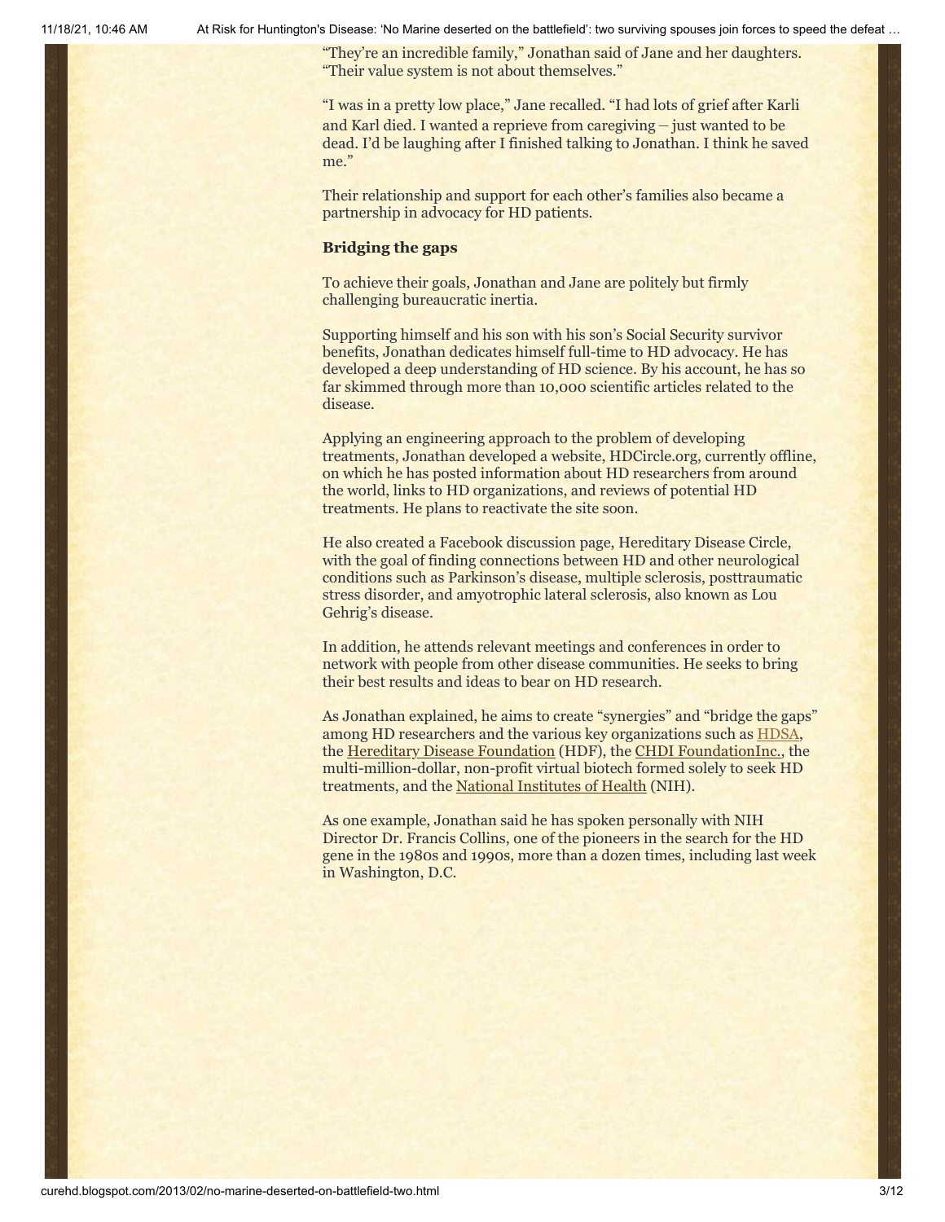"They're an incredible family," Jonathan said of Jane and her daughters. "Their value system is not about themselves."

"I was in a pretty low place," Jane recalled. "I had lots of grief after Karli and Karl died. I wanted a reprieve from caregiving – just wanted to be dead. I'd be laughing after I finished talking to Jonathan. I think he saved me."

Their relationship and support for each other's families also became a partnership in advocacy for HD patients.

**Bridging the gaps**

To achieve their goals, Jonathan and Jane are politely but firmly challenging bureaucratic inertia.

Supporting himself and his son with his son's Social Security survivor benefits, Jonathan dedicates himself full-time to HD advocacy. He has developed a deep understanding of HD science. By his account, he has so far skimmed through more than 10,000 scientific articles related to the disease.

Applying an engineering approach to the problem of developing treatments, Jonathan developed a website, HDCircle.org, currently offline, on which he has posted information about HD researchers from around the world, links to HD organizations, and reviews of potential HD treatments. He plans to reactivate the site soon.

He also created a Facebook discussion page, Hereditary Disease Circle, with the goal of finding connections between HD and other neurological conditions such as Parkinson's disease, multiple sclerosis, posttraumatic stress disorder, and amyotrophic lateral sclerosis, also known as Lou Gehrig's disease.

In addition, he attends relevant meetings and conferences in order to network with people from other disease communities. He seeks to bring their best results and ideas to bear on HD research.

As Jonathan explained, he aims to create "synergies" and "bridge the gaps" among HD researchers and the various key organizations such as HDSA, the Hereditary Disease Foundation (HDF), the CHDI FoundationInc., the multi-million-dollar, non-profit virtual biotech formed solely to seek HD treatments, and the National Institutes of Health (NIH).

As one example, Jonathan said he has spoken personally with NIH Director Dr. Francis Collins, one of the pioneers in the search for the HD gene in the 1980s and 1990s, more than a dozen times, including last week in Washington, D.C.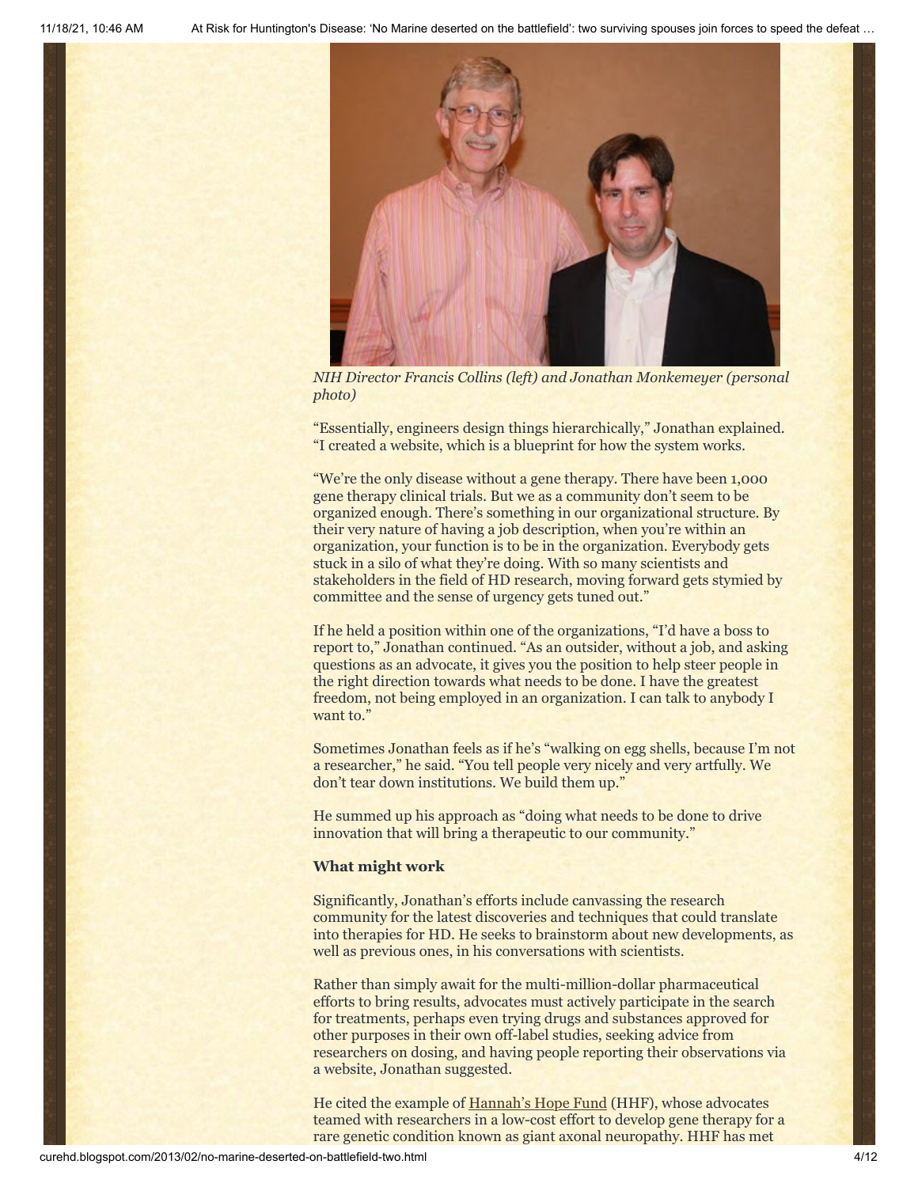*NIH Director Francis Collins (left) and Jonathan Monkemeyer (personal photo)*

"Essentially, engineers design things hierarchically," Jonathan explained. "I created a website, which is a blueprint for how the system works.

"We're the only disease without a gene therapy. There have been 1,000 gene therapy clinical trials. But we as a community don't seem to be organized enough. There's something in our organizational structure. By their very nature of having a job description, when you're within an organization, your function is to be in the organization. Everybody gets stuck in a silo of what they're doing. With so many scientists and stakeholders in the field of HD research, moving forward gets stymied by committee and the sense of urgency gets tuned out."

If he held a position within one of the organizations, "I'd have a boss to report to," Jonathan continued. "As an outsider, without a job, and asking questions as an advocate, it gives you the position to help steer people in the right direction towards what needs to be done. I have the greatest freedom, not being employed in an organization. I can talk to anybody I want to."

Sometimes Jonathan feels as if he's "walking on egg shells, because I'm not a researcher," he said. "You tell people very nicely and very artfully. We don't tear down institutions. We build them up."

He summed up his approach as "doing what needs to be done to drive innovation that will bring a therapeutic to our community."

**What might work**

Significantly, Jonathan's efforts include canvassing the research community for the latest discoveries and techniques that could translate into therapies for HD. He seeks to brainstorm about new developments, as well as previous ones, in his conversations with scientists.

Rather than simply await for the multi-million-dollar pharmaceutical efforts to bring results, advocates must actively participate in the search for treatments, perhaps even trying drugs and substances approved for other purposes in their own off-label studies, seeking advice from researchers on dosing, and having people reporting their observations via a website, Jonathan suggested.

He cited the example of Hannah's Hope Fund (HHF), whose advocates teamed with researchers in a low-cost effort to develop gene therapy for a rare genetic condition known as giant axonal neuropathy. HHF has met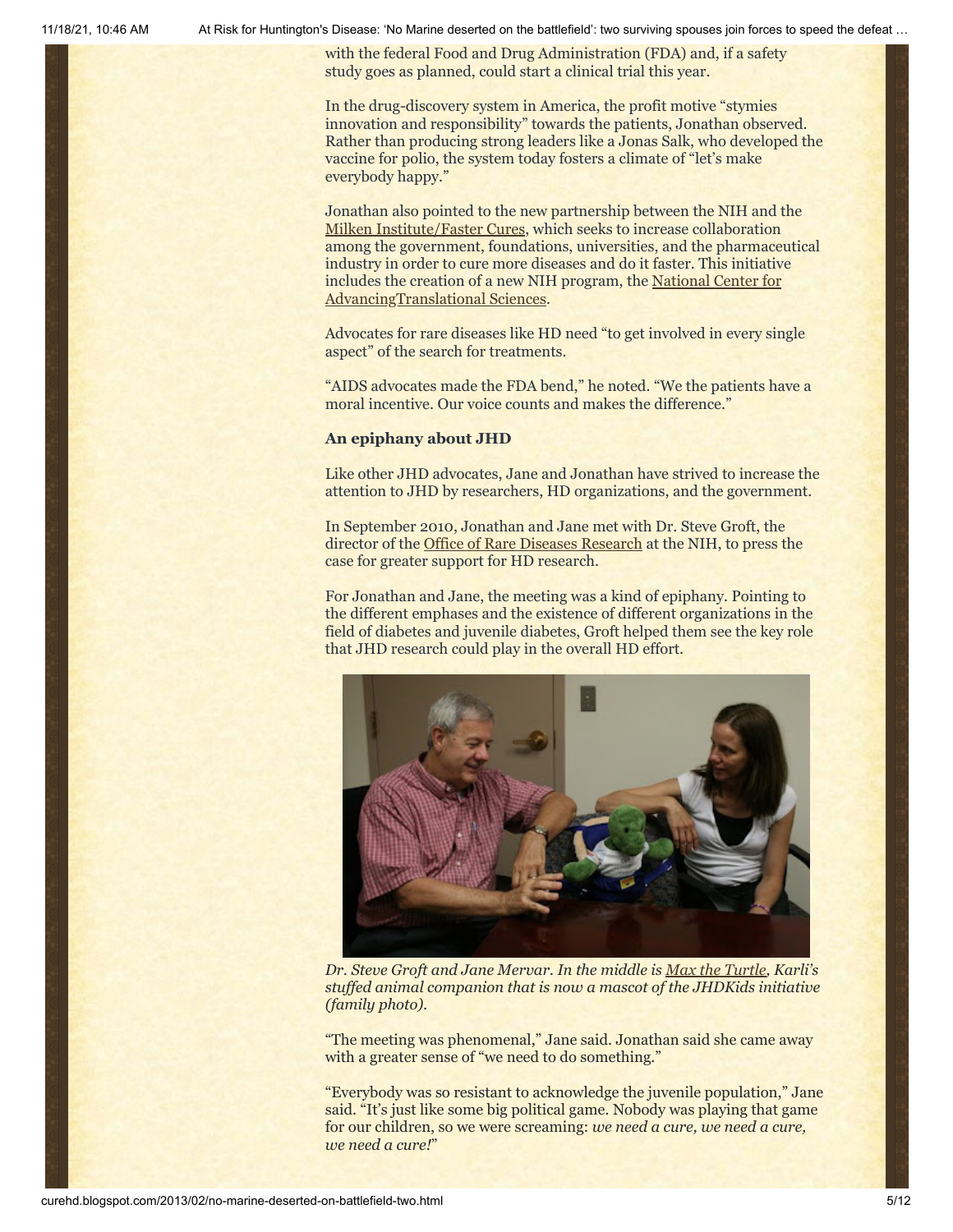with the federal Food and Drug Administration (FDA) and, if a safety study goes as planned, could start a clinical trial this year.

In the drug-discovery system in America, the profit motive "stymies innovation and responsibility" towards the patients, Jonathan observed. Rather than producing strong leaders like a Jonas Salk, who developed the vaccine for polio, the system today fosters a climate of "let's make everybody happy."

Jonathan also pointed to the new partnership between the NIH and the Milken Institute/Faster Cures, which seeks to increase collaboration among the government, foundations, universities, and the pharmaceutical industry in order to cure more diseases and do it faster. This initiative includes the creation of a new NIH program, the National Center for AdvancingTranslational Sciences.

Advocates for rare diseases like HD need "to get involved in every single aspect" of the search for treatments.

"AIDS advocates made the FDA bend," he noted. "We the patients have a moral incentive. Our voice counts and makes the difference."

**An epiphany about JHD**

Like other JHD advocates, Jane and Jonathan have strived to increase the attention to JHD by researchers, HD organizations, and the government.

In September 2010, Jonathan and Jane met with Dr. Steve Groft, the director of the Office of Rare Diseases Research at the NIH, to press the case for greater support for HD research.

For Jonathan and Jane, the meeting was a kind of epiphany. Pointing to the different emphases and the existence of different organizations in the field of diabetes and juvenile diabetes, Groft helped them see the key role that JHD research could play in the overall HD effort.

*Dr. Steve Groft and Jane Mervar. In the middle is Max the Turtle, Karli's stuffed animal companion that is now a mascot of the JHDKids initiative (family photo).*

"The meeting was phenomenal," Jane said. Jonathan said she came away with a greater sense of "we need to do something."

"Everybody was so resistant to acknowledge the juvenile population," Jane said. "It's just like some big political game. Nobody was playing that game for our children, so we were screaming: *we need a cure, we need a cure, we need a cure!*"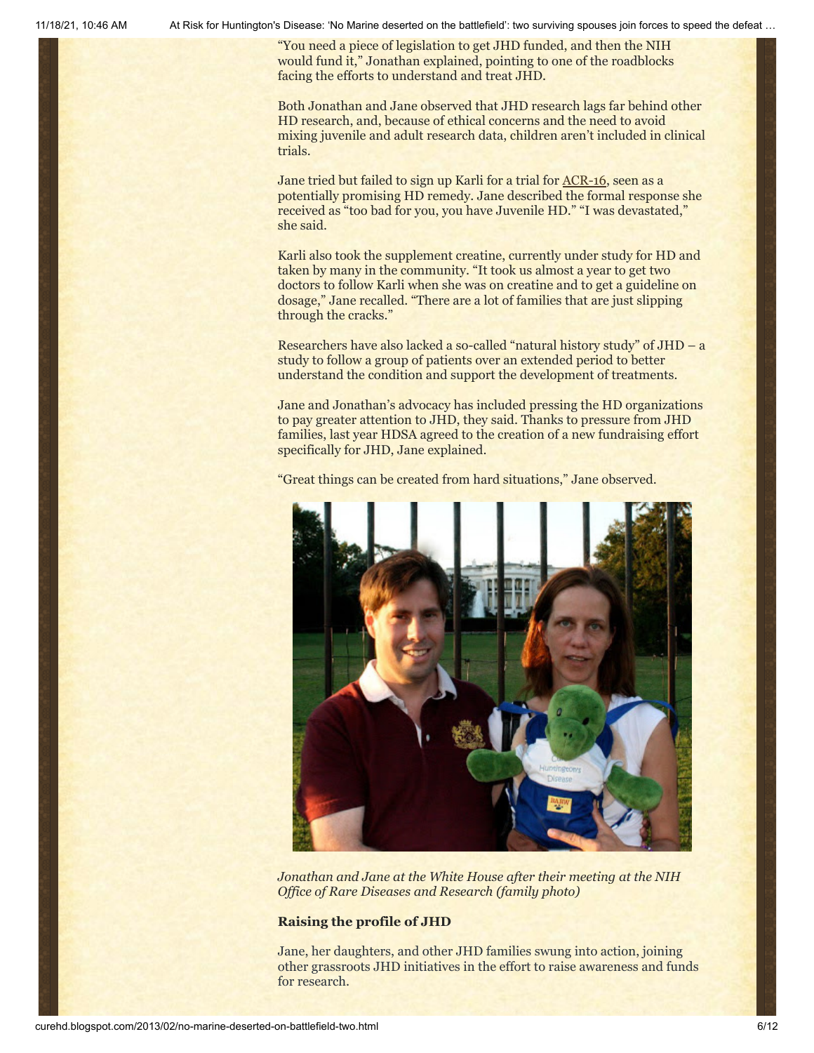"You need a piece of legislation to get JHD funded, and then the NIH would fund it," Jonathan explained, pointing to one of the roadblocks facing the efforts to understand and treat JHD.

Both Jonathan and Jane observed that JHD research lags far behind other HD research, and, because of ethical concerns and the need to avoid mixing juvenile and adult research data, children aren't included in clinical trials.

Jane tried but failed to sign up Karli for a trial for ACR-16, seen as a potentially promising HD remedy. Jane described the formal response she received as "too bad for you, you have Juvenile HD." "I was devastated," she said.

Karli also took the supplement creatine, currently under study for HD and taken by many in the community. "It took us almost a year to get two doctors to follow Karli when she was on creatine and to get a guideline on dosage," Jane recalled. "There are a lot of families that are just slipping through the cracks."

Researchers have also lacked a so-called "natural history study" of JHD – a study to follow a group of patients over an extended period to better understand the condition and support the development of treatments.

Jane and Jonathan's advocacy has included pressing the HD organizations to pay greater attention to JHD, they said. Thanks to pressure from JHD families, last year HDSA agreed to the creation of a new fundraising effort specifically for JHD, Jane explained.

"Great things can be created from hard situations," Jane observed.

*Jonathan and Jane at the White House after their meeting at the NIH Office of Rare Diseases and Research (family photo)*

**Raising the profile of JHD**

Jane, her daughters, and other JHD families swung into action, joining other grassroots JHD initiatives in the effort to raise awareness and funds for research.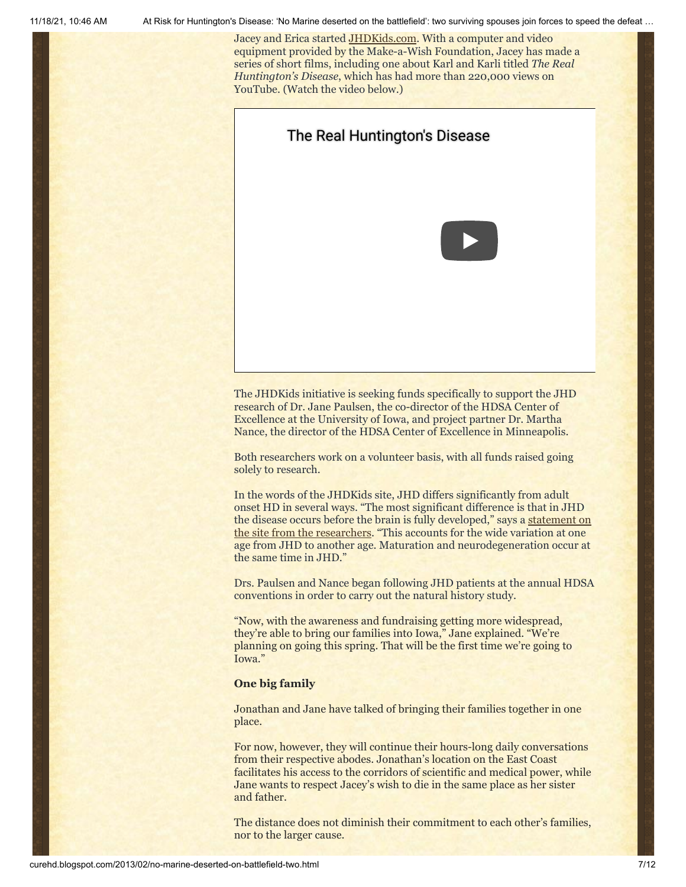Jacey and Erica started JHDKids.com. With a computer and video equipment provided by the Make-a-Wish Foundation, Jacey has made a series of short films, including one about Karl and Karli titled *The Real Huntington's Disease*, which has had more than 220,000 views on YouTube. (Watch the video below.)

The Real Huntington's Disease

The JHDKids initiative is seeking funds specifically to support the JHD research of Dr. Jane Paulsen, the co-director of the HDSA Center of Excellence at the University of Iowa, and project partner Dr. Martha Nance, the director of the HDSA Center of Excellence in Minneapolis.

Both researchers work on a volunteer basis, with all funds raised going solely to research.

In the words of the JHDKids site, JHD differs significantly from adult onset HD in several ways. "The most significant difference is that in JHD the disease occurs before the brain is fully developed," says a statement on the site from the researchers. "This accounts for the wide variation at one age from JHD to another age. Maturation and neurodegeneration occur at the same time in JHD."

Drs. Paulsen and Nance began following JHD patients at the annual HDSA conventions in order to carry out the natural history study.

"Now, with the awareness and fundraising getting more widespread, they're able to bring our families into Iowa," Jane explained. "We're planning on going this spring. That will be the first time we're going to Iowa."

**One big family**

Jonathan and Jane have talked of bringing their families together in one place.

For now, however, they will continue their hours-long daily conversations from their respective abodes. Jonathan's location on the East Coast facilitates his access to the corridors of scientific and medical power, while Jane wants to respect Jacey's wish to die in the same place as her sister and father.

The distance does not diminish their commitment to each other's families, nor to the larger cause.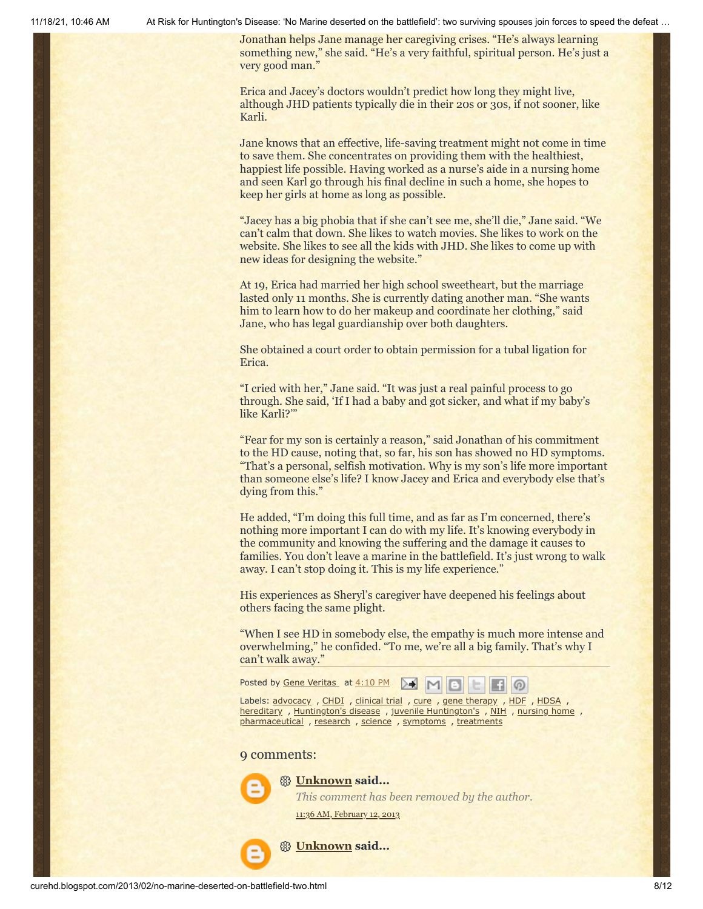Jonathan helps Jane manage her caregiving crises. "He's always learning something new," she said. "He's a very faithful, spiritual person. He's just a very good man."

Erica and Jacey's doctors wouldn't predict how long they might live, although JHD patients typically die in their 20s or 30s, if not sooner, like Karli.

Jane knows that an effective, life-saving treatment might not come in time to save them. She concentrates on providing them with the healthiest, happiest life possible. Having worked as a nurse's aide in a nursing home and seen Karl go through his final decline in such a home, she hopes to keep her girls at home as long as possible.

"Jacey has a big phobia that if she can't see me, she'll die," Jane said. "We can't calm that down. She likes to watch movies. She likes to work on the website. She likes to see all the kids with JHD. She likes to come up with new ideas for designing the website."

At 19, Erica had married her high school sweetheart, but the marriage lasted only 11 months. She is currently dating another man. "She wants him to learn how to do her makeup and coordinate her clothing," said Jane, who has legal guardianship over both daughters.

She obtained a court order to obtain permission for a tubal ligation for Erica.

"I cried with her," Jane said. "It was just a real painful process to go through. She said, 'If I had a baby and got sicker, and what if my baby's like Karli?'"

"Fear for my son is certainly a reason," said Jonathan of his commitment to the HD cause, noting that, so far, his son has showed no HD symptoms. "That's a personal, selfish motivation. Why is my son's life more important than someone else's life? I know Jacey and Erica and everybody else that's dying from this."

He added, "I'm doing this full time, and as far as I'm concerned, there's nothing more important I can do with my life. It's knowing everybody in the community and knowing the suffering and the damage it causes to families. You don't leave a marine in the battlefield. It's just wrong to walk away. I can't stop doing it. This is my life experience."

His experiences as Sheryl's caregiver have deepened his feelings about others facing the same plight.

"When I see HD in somebody else, the empathy is much more intense and overwhelming," he confided. "To me, we're all a big family. That's why I can't walk away."

Posted by Gene Veritas at 4:10 PM

Labels: advocacy, CHDI, clinical trial, cure, gene therapy, HDF, HDSA, hereditary, Huntington's disease, juvenile Huntington's, NIH, nursing home, pharmaceutical, research, science, symptoms, treatments

## 9 comments:

**Unknown said...**

*This comment has been removed by the author.*

11:36 AM, February 12, 2013

**Unknown said...**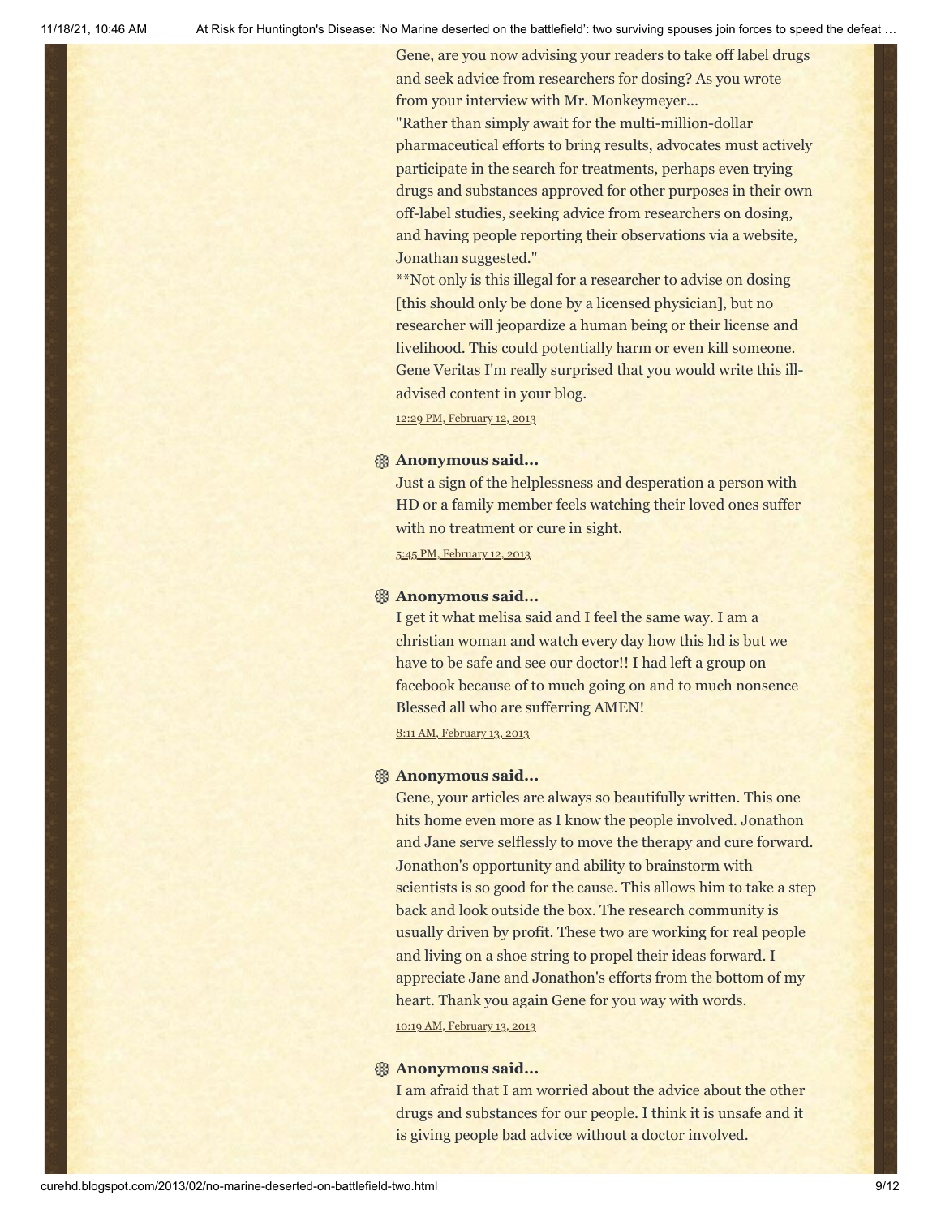Gene, are you now advising your readers to take off label drugs and seek advice from researchers for dosing? As you wrote from your interview with Mr. Monkeymeyer...
"Rather than simply await for the multi-million-dollar pharmaceutical efforts to bring results, advocates must actively participate in the search for treatments, perhaps even trying drugs and substances approved for other purposes in their own off-label studies, seeking advice from researchers on dosing, and having people reporting their observations via a website, Jonathan suggested."
**Not only is this illegal for a researcher to advise on dosing [this should only be done by a licensed physician], but no researcher will jeopardize a human being or their license and livelihood. This could potentially harm or even kill someone. Gene Veritas I'm really surprised that you would write this ill-advised content in your blog.

12:29 PM, February 12, 2013

**Anonymous said...**

Just a sign of the helplessness and desperation a person with HD or a family member feels watching their loved ones suffer with no treatment or cure in sight.

5:45 PM, February 12, 2013

**Anonymous said...**

I get it what melisa said and I feel the same way. I am a christian woman and watch every day how this hd is but we have to be safe and see our doctor!! I had left a group on facebook because of to much going on and to much nonsence Blessed all who are sufferring AMEN!

8:11 AM, February 13, 2013

**Anonymous said...**

Gene, your articles are always so beautifully written. This one hits home even more as I know the people involved. Jonathon and Jane serve selflessly to move the therapy and cure forward. Jonathon's opportunity and ability to brainstorm with scientists is so good for the cause. This allows him to take a step back and look outside the box. The research community is usually driven by profit. These two are working for real people and living on a shoe string to propel their ideas forward. I appreciate Jane and Jonathon's efforts from the bottom of my heart. Thank you again Gene for you way with words.

10:19 AM, February 13, 2013

**Anonymous said...**

I am afraid that I am worried about the advice about the other drugs and substances for our people. I think it is unsafe and it is giving people bad advice without a doctor involved.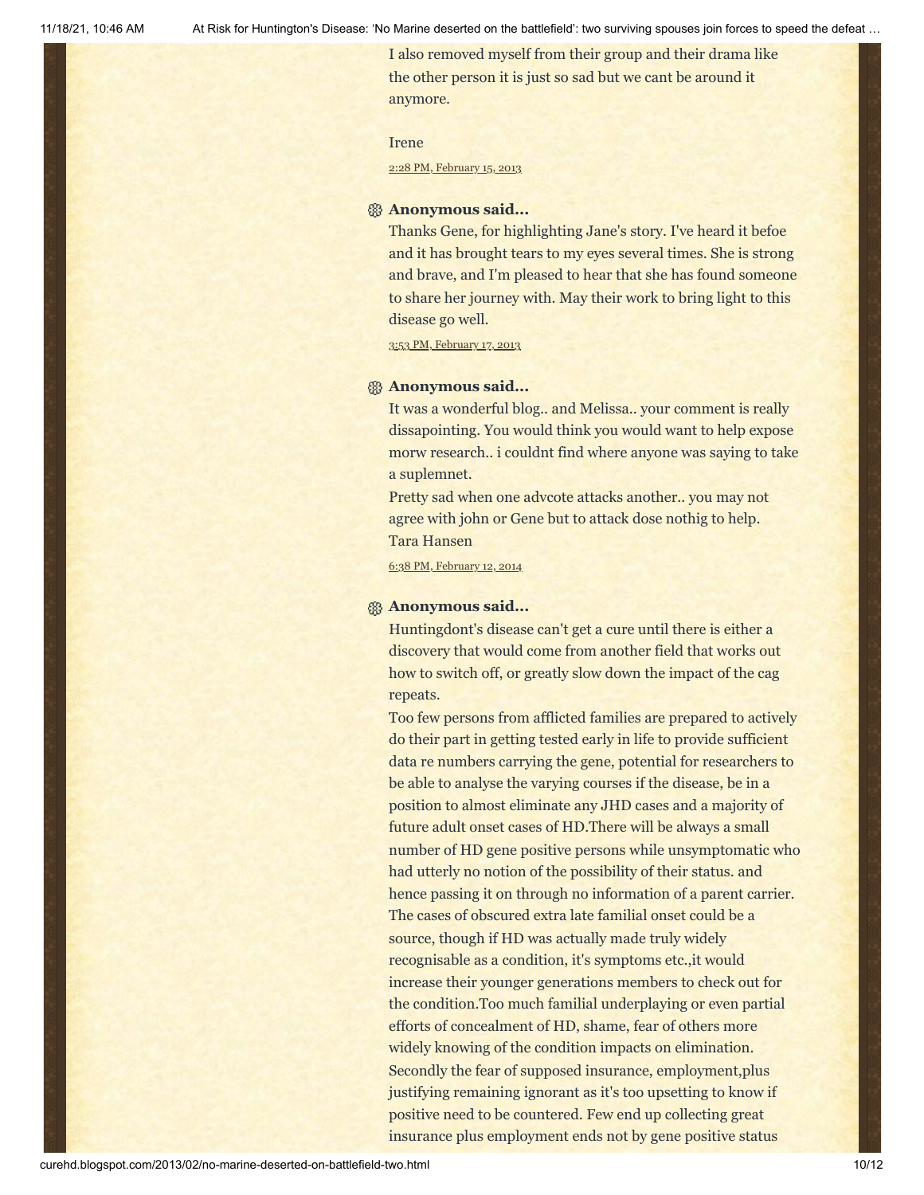I also removed myself from their group and their drama like the other person it is just so sad but we cant be around it anymore.

Irene

2:28 PM, February 15, 2013

**Anonymous said...**

Thanks Gene, for highlighting Jane's story. I've heard it befoe and it has brought tears to my eyes several times. She is strong and brave, and I'm pleased to hear that she has found someone to share her journey with. May their work to bring light to this disease go well.

3:53 PM, February 17, 2013

**Anonymous said...**

It was a wonderful blog.. and Melissa.. your comment is really dissapointing. You would think you would want to help expose morw research.. i couldnt find where anyone was saying to take a suplemnet.
Pretty sad when one advcote attacks another.. you may not agree with john or Gene but to attack dose nothig to help.
Tara Hansen

6:38 PM, February 12, 2014

**Anonymous said...**

Huntingdont's disease can't get a cure until there is either a discovery that would come from another field that works out how to switch off, or greatly slow down the impact of the cag repeats.
Too few persons from afflicted families are prepared to actively do their part in getting tested early in life to provide sufficient data re numbers carrying the gene, potential for researchers to be able to analyse the varying courses if the disease, be in a position to almost eliminate any JHD cases and a majority of future adult onset cases of HD.There will be always a small number of HD gene positive persons while unsymptomatic who had utterly no notion of the possibility of their status. and hence passing it on through no information of a parent carrier. The cases of obscured extra late familial onset could be a source, though if HD was actually made truly widely recognisable as a condition, it's symptoms etc.,it would increase their younger generations members to check out for the condition.Too much familial underplaying or even partial efforts of concealment of HD, shame, fear of others more widely knowing of the condition impacts on elimination. Secondly the fear of supposed insurance, employment,plus justifying remaining ignorant as it's too upsetting to know if positive need to be countered. Few end up collecting great insurance plus employment ends not by gene positive status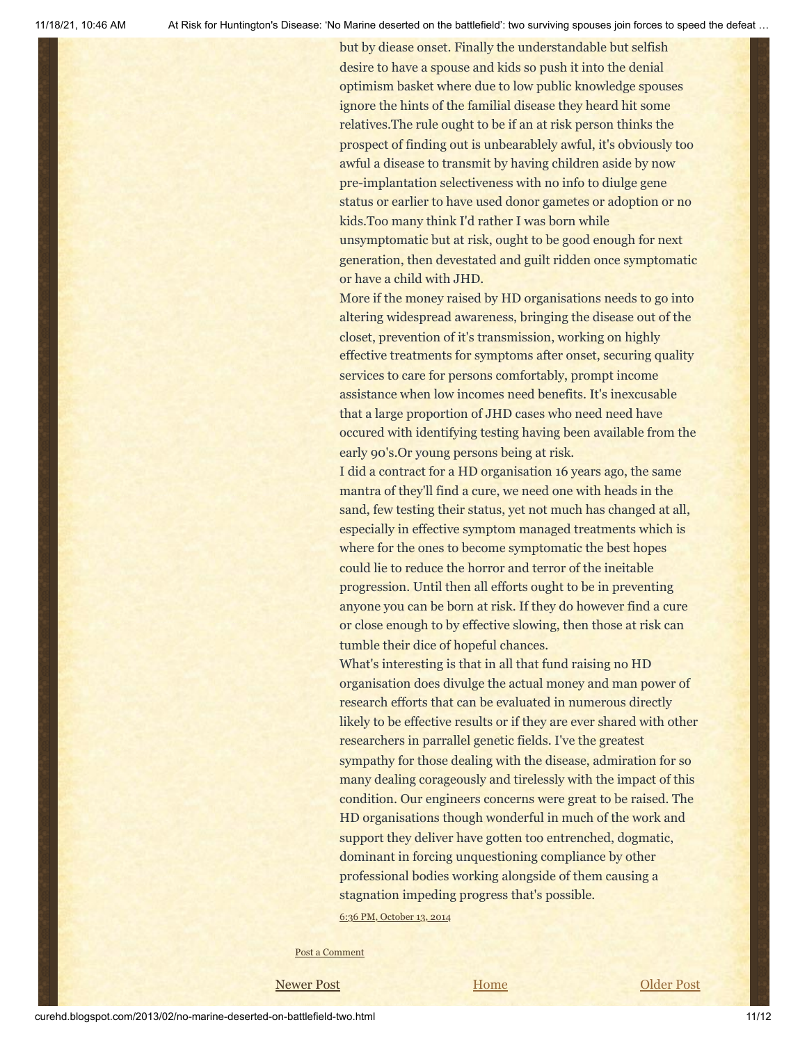but by diease onset. Finally the understandable but selfish desire to have a spouse and kids so push it into the denial optimism basket where due to low public knowledge spouses ignore the hints of the familial disease they heard hit some relatives.The rule ought to be if an at risk person thinks the prospect of finding out is unbearably awful, it's obviously too awful a disease to transmit by having children aside by now pre-implantation selectiveness with no info to diulge gene status or earlier to have used donor gametes or adoption or no kids.Too many think I'd rather I was born while unsymptomatic but at risk, ought to be good enough for next generation, then devestated and guilt ridden once symptomatic or have a child with JHD.

More if the money raised by HD organisations needs to go into altering widespread awareness, bringing the disease out of the closet, prevention of it's transmission, working on highly effective treatments for symptoms after onset, securing quality services to care for persons comfortably, prompt income assistance when low incomes need benefits. It's inexcusable that a large proportion of JHD cases who need need have occured with identifying testing having been available from the early 90's.Or young persons being at risk.

I did a contract for a HD organisation 16 years ago, the same mantra of they'll find a cure, we need one with heads in the sand, few testing their status, yet not much has changed at all, especially in effective symptom managed treatments which is where for the ones to become symptomatic the best hopes could lie to reduce the horror and terror of the ineitable progression. Until then all efforts ought to be in preventing anyone you can be born at risk. If they do however find a cure or close enough to by effective slowing, then those at risk can tumble their dice of hopeful chances.

What's interesting is that in all that fund raising no HD organisation does divulge the actual money and man power of research efforts that can be evaluated in numerous directly likely to be effective results or if they are ever shared with other researchers in parrallel genetic fields. I've the greatest sympathy for those dealing with the disease, admiration for so many dealing corageously and tirelessly with the impact of this condition. Our engineers concerns were great to be raised. The HD organisations though wonderful in much of the work and support they deliver have gotten too entrenched, dogmatic, dominant in forcing unquestioning compliance by other professional bodies working alongside of them causing a stagnation impeding progress that's possible.

6:36 PM, October 13, 2014

Post a Comment

Newer Post | Home | Older Post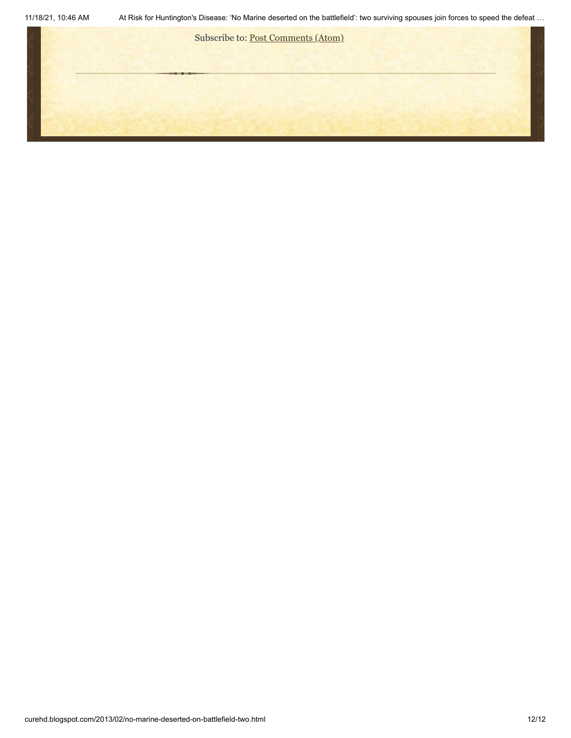Subscribe to: [Post Comments (Atom)]